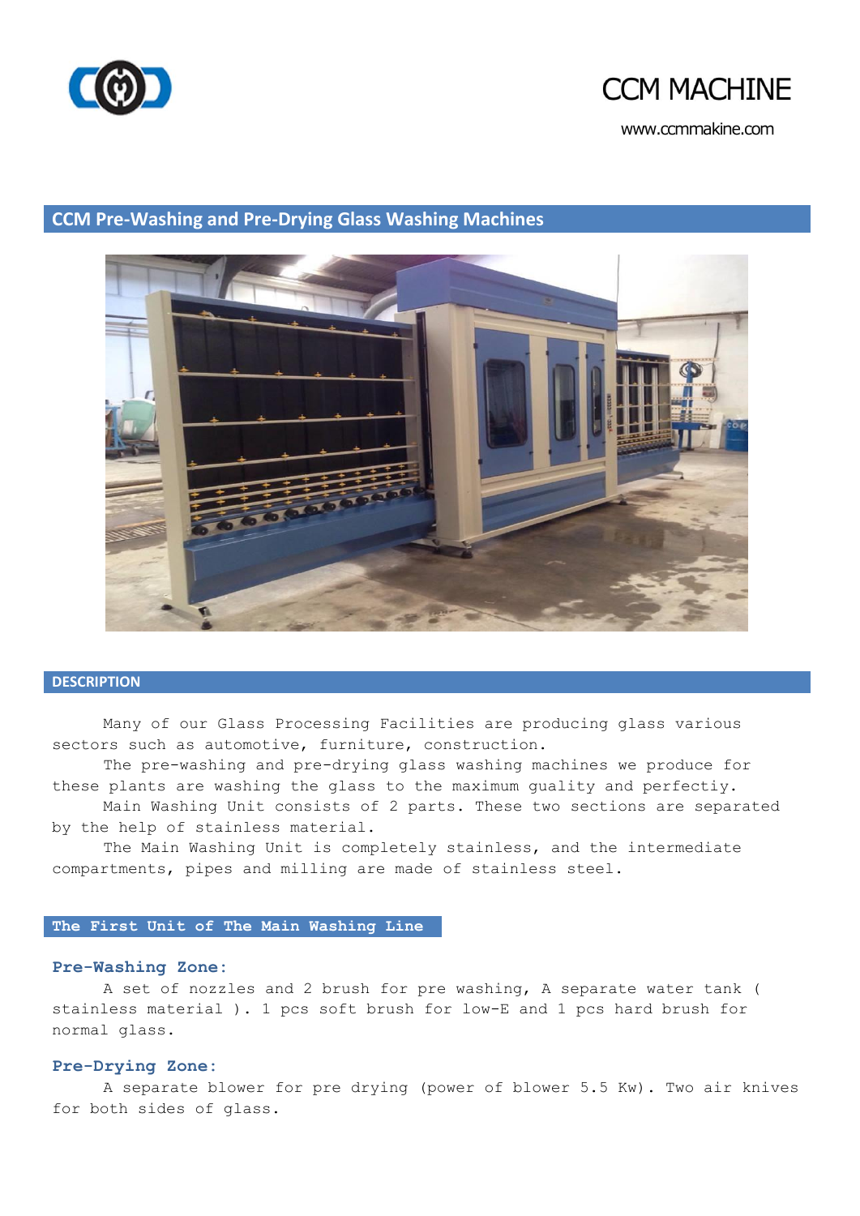CCM MACHINE

www.ccmmakine.com

# CCM Pre-Washing and Pre-Drying Glass Washing Machines

## DESCRIPTION

Many of our Glass Processing Facilities are producing glass various sectors such as automotive, furniture, construction.

The pre-washing and pre-drying glass washing machines we produce for these plants are washing the glass to the maximum quality and perfectiy.

Main Washing Unit consists of 2 parts. These two sections are separated by the help of stainless material.

The Main Washing Unit is completely stainless, and the intermediate compartments, pipes and milling are made of stainless steel.

## The First Unit of The Main Washing Line

### Pre-Washing Zone:

A set of nozzles and 2 brush for pre washing, A separate water tank ( stainless material ). 1 pcs soft brush for low-E and 1 pcs hard brush for normal glass.

### Pre-Drying Zone:

A separate blower for pre drying (power of blower 5.5 Kw). Two air knives for both sides of glass.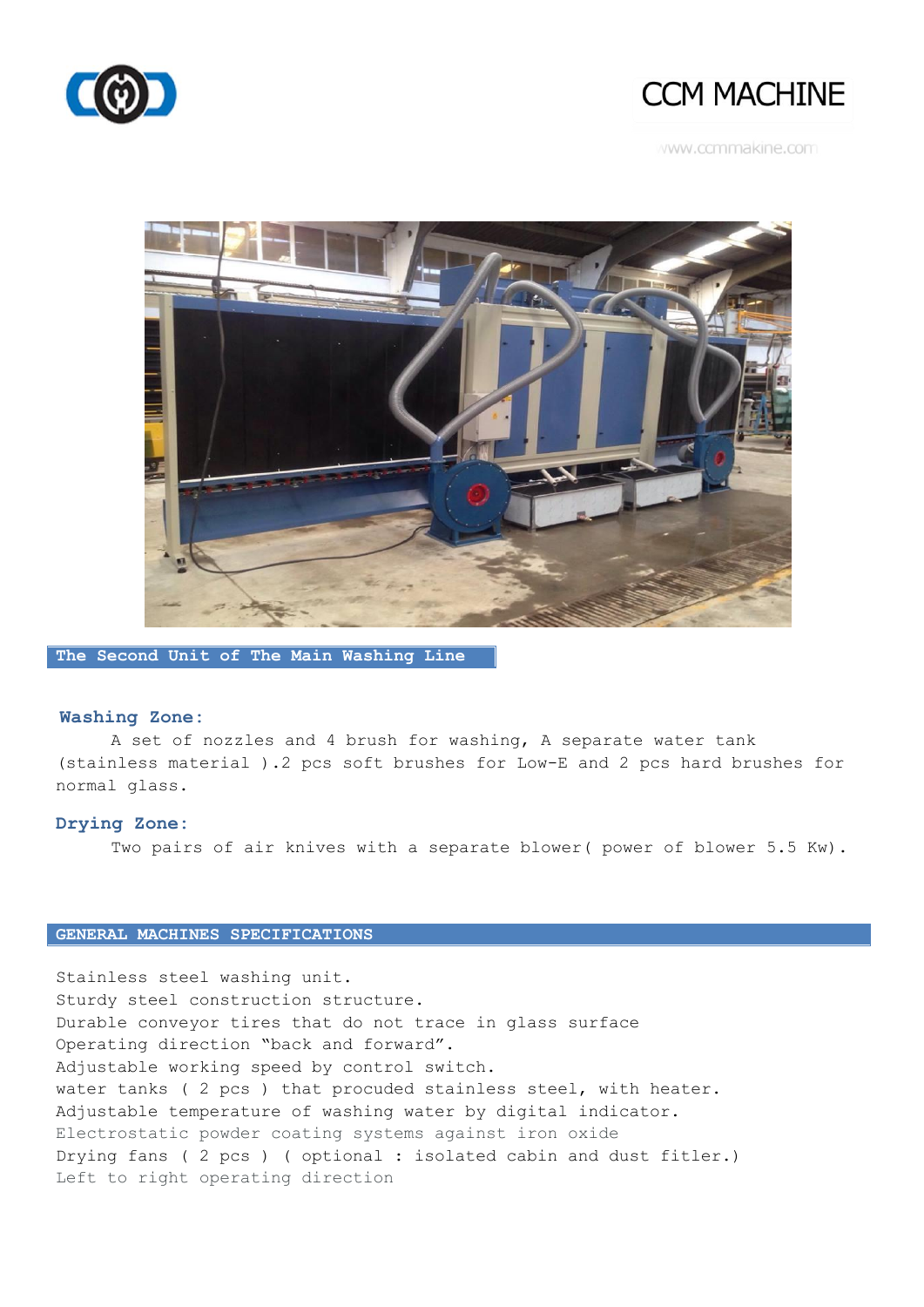## The Second Unit of The Main Washing Line

### Washing Zone:

A set of nozzles and 4 brush for washing, A separate water tank (stainless material ).2 pcs soft brushes for Low-E and 2 pcs hard brushes for normal glass.

### Drying Zone:

Two pairs of air knives with a separate blower( power of blower 5.5 Kw).

## GENERAL MACHINES SPECIFICATIONS

Stainless steel washing unit.
Sturdy steel construction structure.
Durable conveyor tires that do not trace in glass surface
Operating direction "back and forward".
Adjustable working speed by control switch.
water tanks ( 2 pcs ) that procuded stainless steel, with heater.
Adjustable temperature of washing water by digital indicator.
Electrostatic powder coating systems against iron oxide
Drying fans ( 2 pcs ) ( optional : isolated cabin and dust fitler.)
Left to right operating direction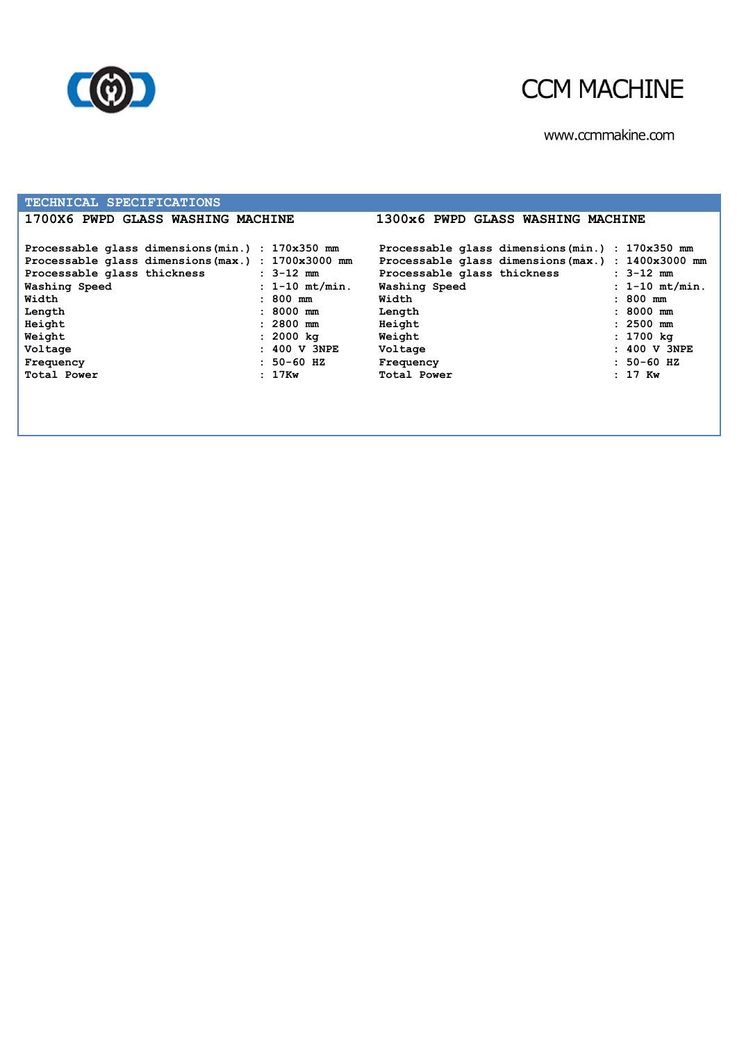CCM MACHINE

www.ccmmakine.com

## TECHNICAL SPECIFICATIONS

### 1700X6 PWPD GLASS WASHING MACHINE

| | |
|---|---|
| Processable glass dimensions(min.) | : 170x350 mm |
| Processable glass dimensions(max.) | : 1700x3000 mm |
| Processable glass thickness | : 3-12 mm |
| Washing Speed | : 1-10 mt/min. |
| Width | : 800 mm |
| Length | : 8000 mm |
| Height | : 2800 mm |
| Weight | : 2000 kg |
| Voltage | : 400 V 3NPE |
| Frequency | : 50-60 HZ |
| Total Power | : 17Kw |

### 1300x6 PWPD GLASS WASHING MACHINE

| | |
|---|---|
| Processable glass dimensions(min.) | : 170x350 mm |
| Processable glass dimensions(max.) | : 1400x3000 mm |
| Processable glass thickness | : 3-12 mm |
| Washing Speed | : 1-10 mt/min. |
| Width | : 800 mm |
| Length | : 8000 mm |
| Height | : 2500 mm |
| Weight | : 1700 kg |
| Voltage | : 400 V 3NPE |
| Frequency | : 50-60 HZ |
| Total Power | : 17 Kw |